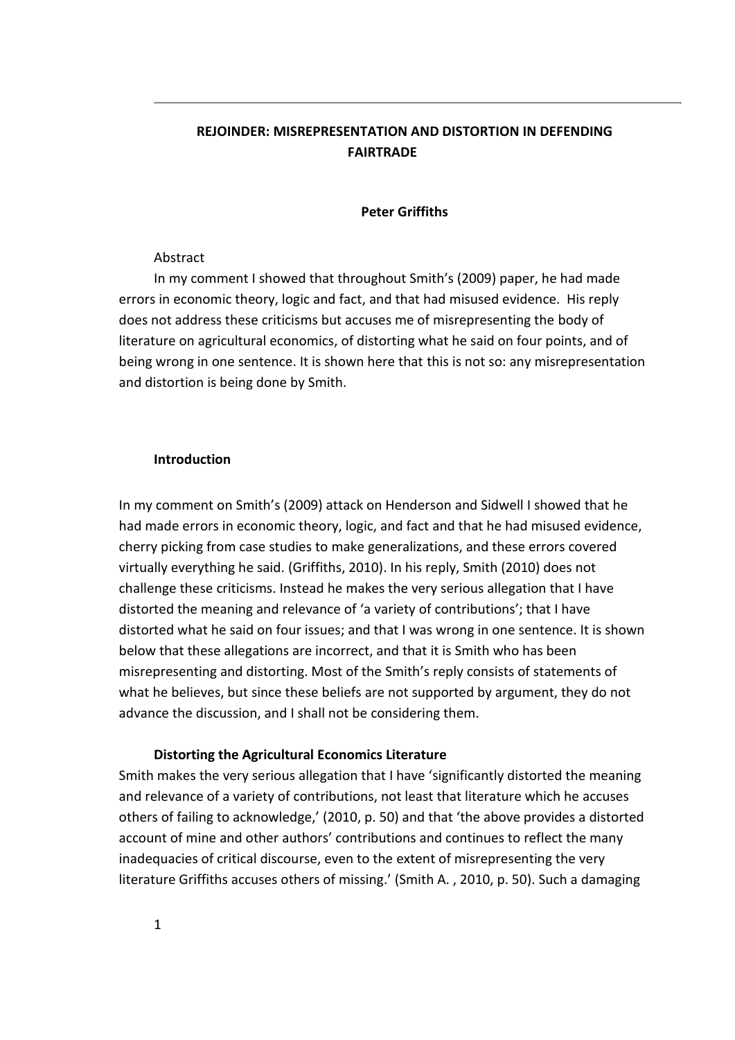# REJOINDER: MISREPRESENTATION AND DISTORTION IN DEFENDING FAIRTRADE

**Peter Griffiths**

Abstract

In my comment I showed that throughout Smith's (2009) paper, he had made errors in economic theory, logic and fact, and that had misused evidence. His reply does not address these criticisms but accuses me of misrepresenting the body of literature on agricultural economics, of distorting what he said on four points, and of being wrong in one sentence. It is shown here that this is not so: any misrepresentation and distortion is being done by Smith.

## Introduction

In my comment on Smith's (2009) attack on Henderson and Sidwell I showed that he had made errors in economic theory, logic, and fact and that he had misused evidence, cherry picking from case studies to make generalizations, and these errors covered virtually everything he said. (Griffiths, 2010). In his reply, Smith (2010) does not challenge these criticisms. Instead he makes the very serious allegation that I have distorted the meaning and relevance of 'a variety of contributions'; that I have distorted what he said on four issues; and that I was wrong in one sentence. It is shown below that these allegations are incorrect, and that it is Smith who has been misrepresenting and distorting. Most of the Smith's reply consists of statements of what he believes, but since these beliefs are not supported by argument, they do not advance the discussion, and I shall not be considering them.

### Distorting the Agricultural Economics Literature

Smith makes the very serious allegation that I have 'significantly distorted the meaning and relevance of a variety of contributions, not least that literature which he accuses others of failing to acknowledge,' (2010, p. 50) and that 'the above provides a distorted account of mine and other authors' contributions and continues to reflect the many inadequacies of critical discourse, even to the extent of misrepresenting the very literature Griffiths accuses others of missing.' (Smith A. , 2010, p. 50). Such a damaging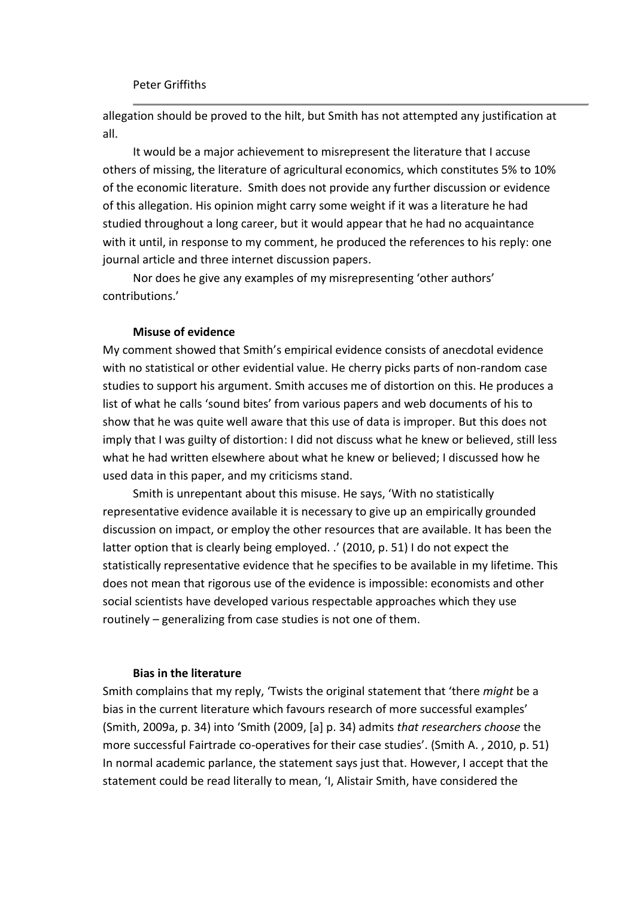allegation should be proved to the hilt, but Smith has not attempted any justification at all.

It would be a major achievement to misrepresent the literature that I accuse others of missing, the literature of agricultural economics, which constitutes 5% to 10% of the economic literature. Smith does not provide any further discussion or evidence of this allegation. His opinion might carry some weight if it was a literature he had studied throughout a long career, but it would appear that he had no acquaintance with it until, in response to my comment, he produced the references to his reply: one journal article and three internet discussion papers.

Nor does he give any examples of my misrepresenting 'other authors' contributions.'

### Misuse of evidence

My comment showed that Smith's empirical evidence consists of anecdotal evidence with no statistical or other evidential value. He cherry picks parts of non-random case studies to support his argument. Smith accuses me of distortion on this. He produces a list of what he calls 'sound bites' from various papers and web documents of his to show that he was quite well aware that this use of data is improper. But this does not imply that I was guilty of distortion: I did not discuss what he knew or believed, still less what he had written elsewhere about what he knew or believed; I discussed how he used data in this paper, and my criticisms stand.

Smith is unrepentant about this misuse. He says, 'With no statistically representative evidence available it is necessary to give up an empirically grounded discussion on impact, or employ the other resources that are available. It has been the latter option that is clearly being employed. .' (2010, p. 51) I do not expect the statistically representative evidence that he specifies to be available in my lifetime. This does not mean that rigorous use of the evidence is impossible: economists and other social scientists have developed various respectable approaches which they use routinely – generalizing from case studies is not one of them.

### Bias in the literature

Smith complains that my reply, 'Twists the original statement that 'there *might* be a bias in the current literature which favours research of more successful examples' (Smith, 2009a, p. 34) into 'Smith (2009, [a] p. 34) admits *that researchers choose* the more successful Fairtrade co-operatives for their case studies'. (Smith A. , 2010, p. 51) In normal academic parlance, the statement says just that. However, I accept that the statement could be read literally to mean, 'I, Alistair Smith, have considered the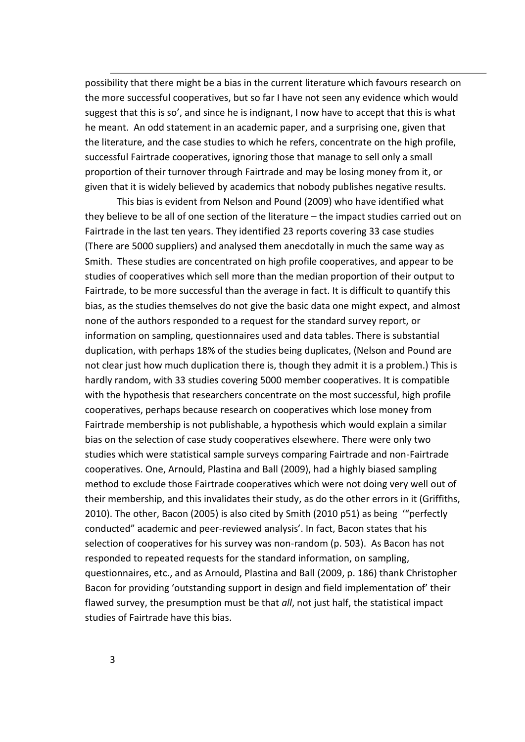possibility that there might be a bias in the current literature which favours research on the more successful cooperatives, but so far I have not seen any evidence which would suggest that this is so', and since he is indignant, I now have to accept that this is what he meant. An odd statement in an academic paper, and a surprising one, given that the literature, and the case studies to which he refers, concentrate on the high profile, successful Fairtrade cooperatives, ignoring those that manage to sell only a small proportion of their turnover through Fairtrade and may be losing money from it, or given that it is widely believed by academics that nobody publishes negative results.

This bias is evident from Nelson and Pound (2009) who have identified what they believe to be all of one section of the literature – the impact studies carried out on Fairtrade in the last ten years. They identified 23 reports covering 33 case studies (There are 5000 suppliers) and analysed them anecdotally in much the same way as Smith. These studies are concentrated on high profile cooperatives, and appear to be studies of cooperatives which sell more than the median proportion of their output to Fairtrade, to be more successful than the average in fact. It is difficult to quantify this bias, as the studies themselves do not give the basic data one might expect, and almost none of the authors responded to a request for the standard survey report, or information on sampling, questionnaires used and data tables. There is substantial duplication, with perhaps 18% of the studies being duplicates, (Nelson and Pound are not clear just how much duplication there is, though they admit it is a problem.) This is hardly random, with 33 studies covering 5000 member cooperatives. It is compatible with the hypothesis that researchers concentrate on the most successful, high profile cooperatives, perhaps because research on cooperatives which lose money from Fairtrade membership is not publishable, a hypothesis which would explain a similar bias on the selection of case study cooperatives elsewhere. There were only two studies which were statistical sample surveys comparing Fairtrade and non-Fairtrade cooperatives. One, Arnould, Plastina and Ball (2009), had a highly biased sampling method to exclude those Fairtrade cooperatives which were not doing very well out of their membership, and this invalidates their study, as do the other errors in it (Griffiths, 2010). The other, Bacon (2005) is also cited by Smith (2010 p51) as being '"perfectly conducted" academic and peer-reviewed analysis'. In fact, Bacon states that his selection of cooperatives for his survey was non-random (p. 503). As Bacon has not responded to repeated requests for the standard information, on sampling, questionnaires, etc., and as Arnould, Plastina and Ball (2009, p. 186) thank Christopher Bacon for providing 'outstanding support in design and field implementation of' their flawed survey, the presumption must be that *all*, not just half, the statistical impact studies of Fairtrade have this bias.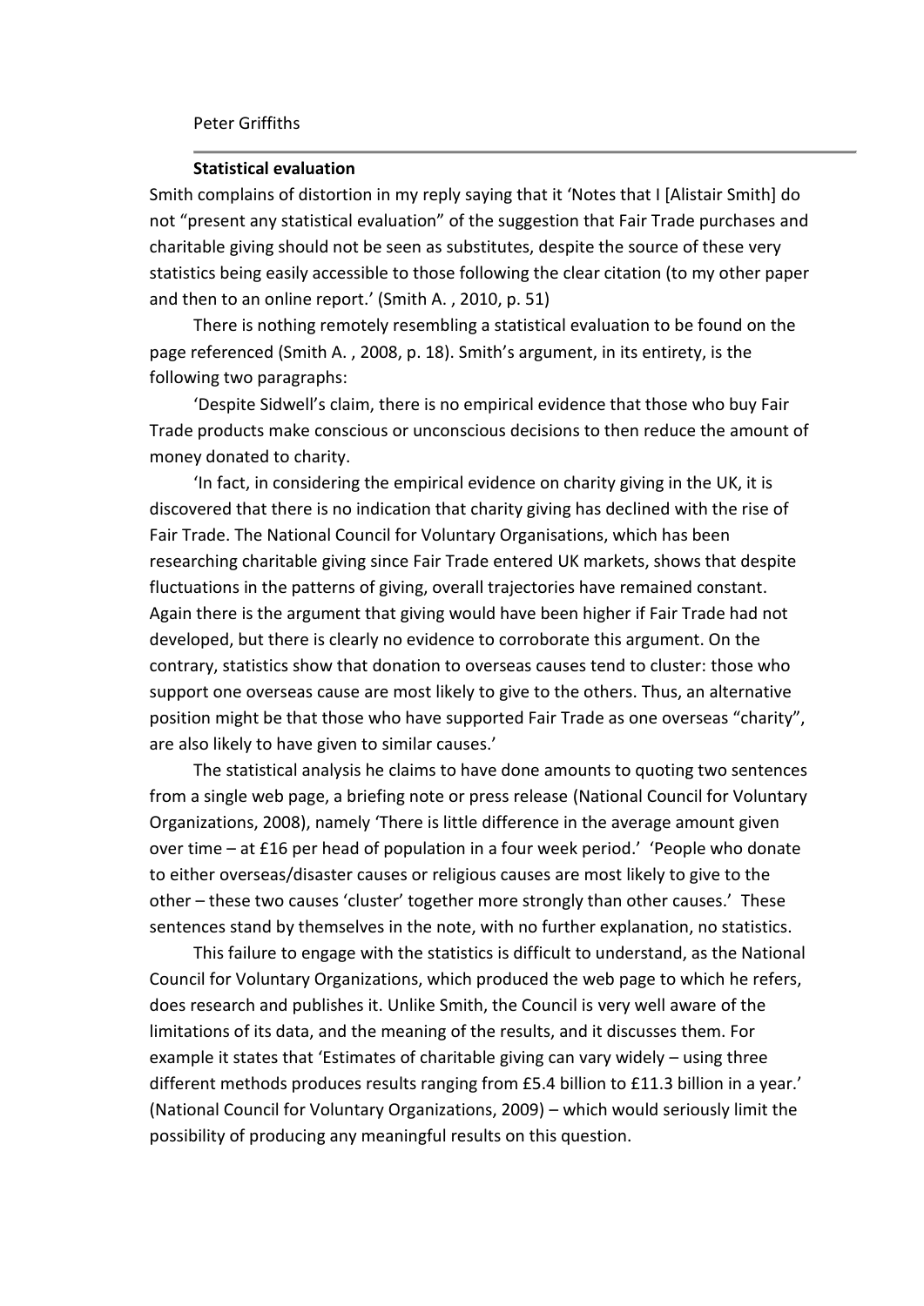**Statistical evaluation**

Smith complains of distortion in my reply saying that it 'Notes that I [Alistair Smith] do not "present any statistical evaluation" of the suggestion that Fair Trade purchases and charitable giving should not be seen as substitutes, despite the source of these very statistics being easily accessible to those following the clear citation (to my other paper and then to an online report.' (Smith A. , 2010, p. 51)

There is nothing remotely resembling a statistical evaluation to be found on the page referenced (Smith A. , 2008, p. 18). Smith's argument, in its entirety, is the following two paragraphs:

'Despite Sidwell's claim, there is no empirical evidence that those who buy Fair Trade products make conscious or unconscious decisions to then reduce the amount of money donated to charity.

'In fact, in considering the empirical evidence on charity giving in the UK, it is discovered that there is no indication that charity giving has declined with the rise of Fair Trade. The National Council for Voluntary Organisations, which has been researching charitable giving since Fair Trade entered UK markets, shows that despite fluctuations in the patterns of giving, overall trajectories have remained constant. Again there is the argument that giving would have been higher if Fair Trade had not developed, but there is clearly no evidence to corroborate this argument. On the contrary, statistics show that donation to overseas causes tend to cluster: those who support one overseas cause are most likely to give to the others. Thus, an alternative position might be that those who have supported Fair Trade as one overseas "charity", are also likely to have given to similar causes.'

The statistical analysis he claims to have done amounts to quoting two sentences from a single web page, a briefing note or press release (National Council for Voluntary Organizations, 2008), namely 'There is little difference in the average amount given over time – at £16 per head of population in a four week period.' 'People who donate to either overseas/disaster causes or religious causes are most likely to give to the other – these two causes 'cluster' together more strongly than other causes.' These sentences stand by themselves in the note, with no further explanation, no statistics.

This failure to engage with the statistics is difficult to understand, as the National Council for Voluntary Organizations, which produced the web page to which he refers, does research and publishes it. Unlike Smith, the Council is very well aware of the limitations of its data, and the meaning of the results, and it discusses them. For example it states that 'Estimates of charitable giving can vary widely – using three different methods produces results ranging from £5.4 billion to £11.3 billion in a year.' (National Council for Voluntary Organizations, 2009) – which would seriously limit the possibility of producing any meaningful results on this question.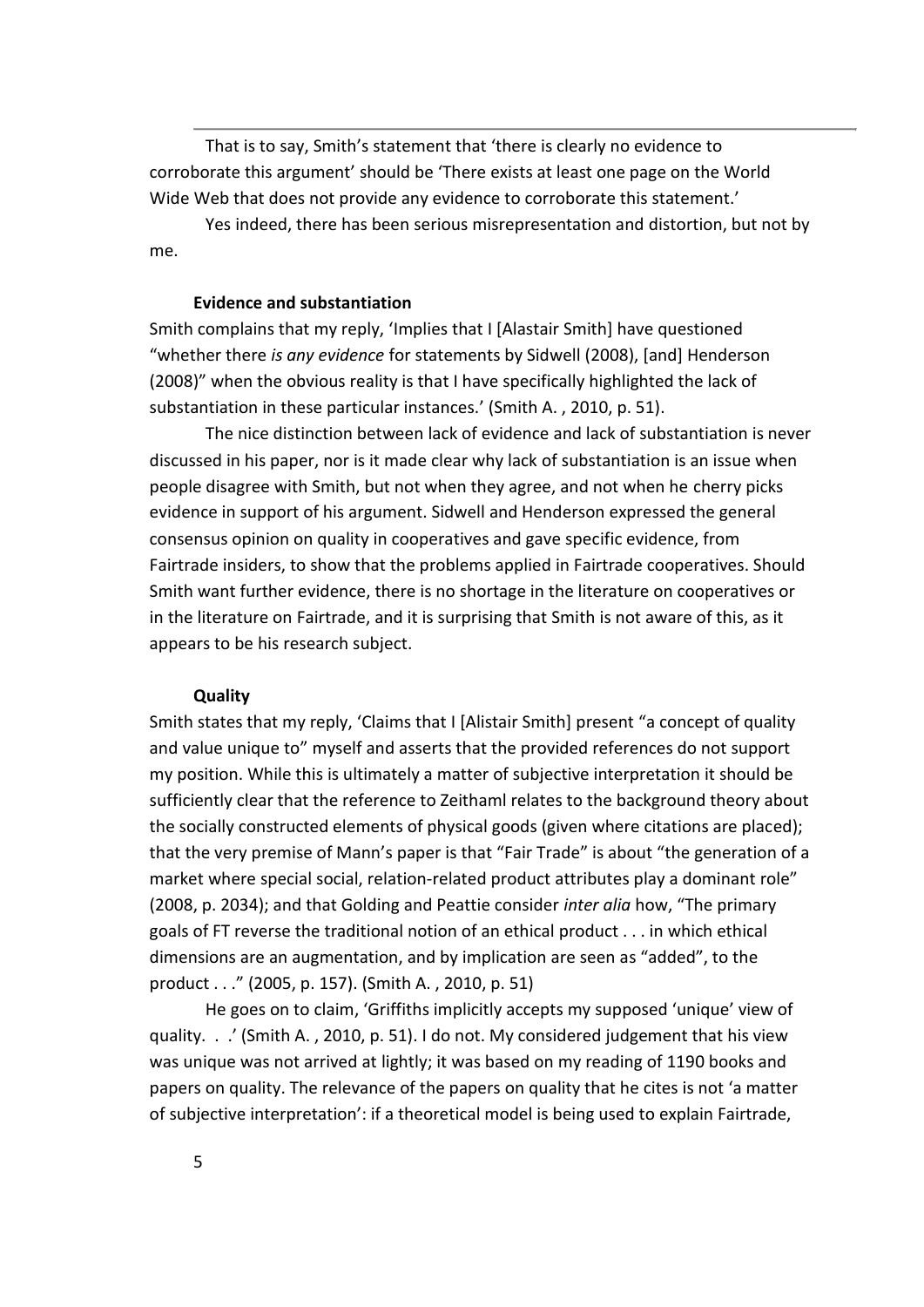That is to say, Smith's statement that 'there is clearly no evidence to corroborate this argument' should be 'There exists at least one page on the World Wide Web that does not provide any evidence to corroborate this statement.'

Yes indeed, there has been serious misrepresentation and distortion, but not by me.

### Evidence and substantiation

Smith complains that my reply, 'Implies that I [Alastair Smith] have questioned "whether there *is any evidence* for statements by Sidwell (2008), [and] Henderson (2008)" when the obvious reality is that I have specifically highlighted the lack of substantiation in these particular instances.' (Smith A. , 2010, p. 51).

The nice distinction between lack of evidence and lack of substantiation is never discussed in his paper, nor is it made clear why lack of substantiation is an issue when people disagree with Smith, but not when they agree, and not when he cherry picks evidence in support of his argument. Sidwell and Henderson expressed the general consensus opinion on quality in cooperatives and gave specific evidence, from Fairtrade insiders, to show that the problems applied in Fairtrade cooperatives. Should Smith want further evidence, there is no shortage in the literature on cooperatives or in the literature on Fairtrade, and it is surprising that Smith is not aware of this, as it appears to be his research subject.

### Quality

Smith states that my reply, 'Claims that I [Alistair Smith] present "a concept of quality and value unique to" myself and asserts that the provided references do not support my position. While this is ultimately a matter of subjective interpretation it should be sufficiently clear that the reference to Zeithaml relates to the background theory about the socially constructed elements of physical goods (given where citations are placed); that the very premise of Mann's paper is that "Fair Trade" is about "the generation of a market where special social, relation-related product attributes play a dominant role" (2008, p. 2034); and that Golding and Peattie consider *inter alia* how, "The primary goals of FT reverse the traditional notion of an ethical product . . . in which ethical dimensions are an augmentation, and by implication are seen as "added", to the product . . ." (2005, p. 157). (Smith A. , 2010, p. 51)

He goes on to claim, 'Griffiths implicitly accepts my supposed 'unique' view of quality. . .' (Smith A. , 2010, p. 51). I do not. My considered judgement that his view was unique was not arrived at lightly; it was based on my reading of 1190 books and papers on quality. The relevance of the papers on quality that he cites is not 'a matter of subjective interpretation': if a theoretical model is being used to explain Fairtrade,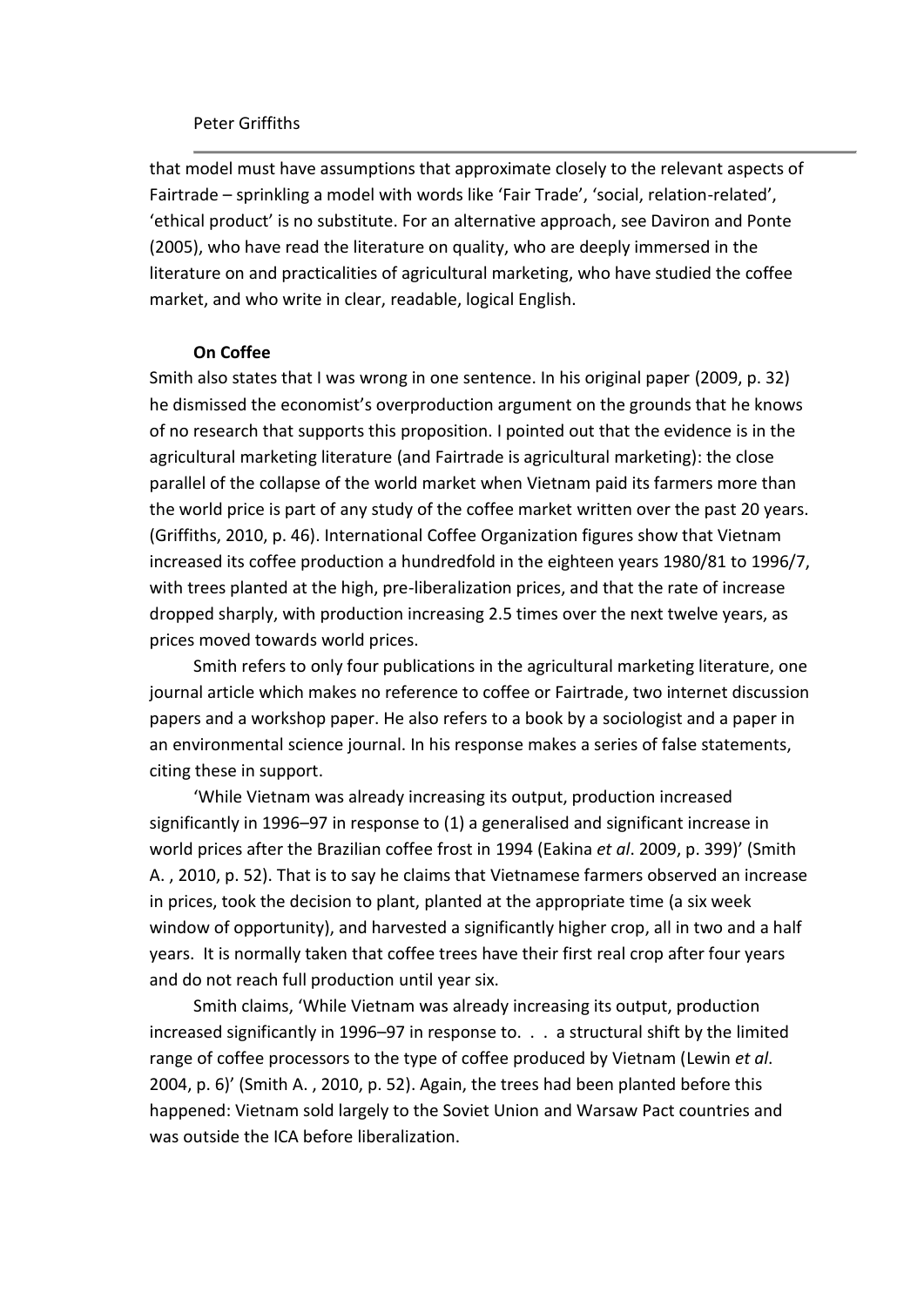that model must have assumptions that approximate closely to the relevant aspects of Fairtrade – sprinkling a model with words like 'Fair Trade', 'social, relation-related', 'ethical product' is no substitute. For an alternative approach, see Daviron and Ponte (2005), who have read the literature on quality, who are deeply immersed in the literature on and practicalities of agricultural marketing, who have studied the coffee market, and who write in clear, readable, logical English.

### On Coffee

Smith also states that I was wrong in one sentence. In his original paper (2009, p. 32) he dismissed the economist's overproduction argument on the grounds that he knows of no research that supports this proposition. I pointed out that the evidence is in the agricultural marketing literature (and Fairtrade is agricultural marketing): the close parallel of the collapse of the world market when Vietnam paid its farmers more than the world price is part of any study of the coffee market written over the past 20 years. (Griffiths, 2010, p. 46). International Coffee Organization figures show that Vietnam increased its coffee production a hundredfold in the eighteen years 1980/81 to 1996/7, with trees planted at the high, pre-liberalization prices, and that the rate of increase dropped sharply, with production increasing 2.5 times over the next twelve years, as prices moved towards world prices.

Smith refers to only four publications in the agricultural marketing literature, one journal article which makes no reference to coffee or Fairtrade, two internet discussion papers and a workshop paper. He also refers to a book by a sociologist and a paper in an environmental science journal. In his response makes a series of false statements, citing these in support.

'While Vietnam was already increasing its output, production increased significantly in 1996–97 in response to (1) a generalised and significant increase in world prices after the Brazilian coffee frost in 1994 (Eakina *et al*. 2009, p. 399)' (Smith A. , 2010, p. 52). That is to say he claims that Vietnamese farmers observed an increase in prices, took the decision to plant, planted at the appropriate time (a six week window of opportunity), and harvested a significantly higher crop, all in two and a half years. It is normally taken that coffee trees have their first real crop after four years and do not reach full production until year six.

Smith claims, 'While Vietnam was already increasing its output, production increased significantly in 1996–97 in response to. . . a structural shift by the limited range of coffee processors to the type of coffee produced by Vietnam (Lewin *et al*. 2004, p. 6)' (Smith A. , 2010, p. 52). Again, the trees had been planted before this happened: Vietnam sold largely to the Soviet Union and Warsaw Pact countries and was outside the ICA before liberalization.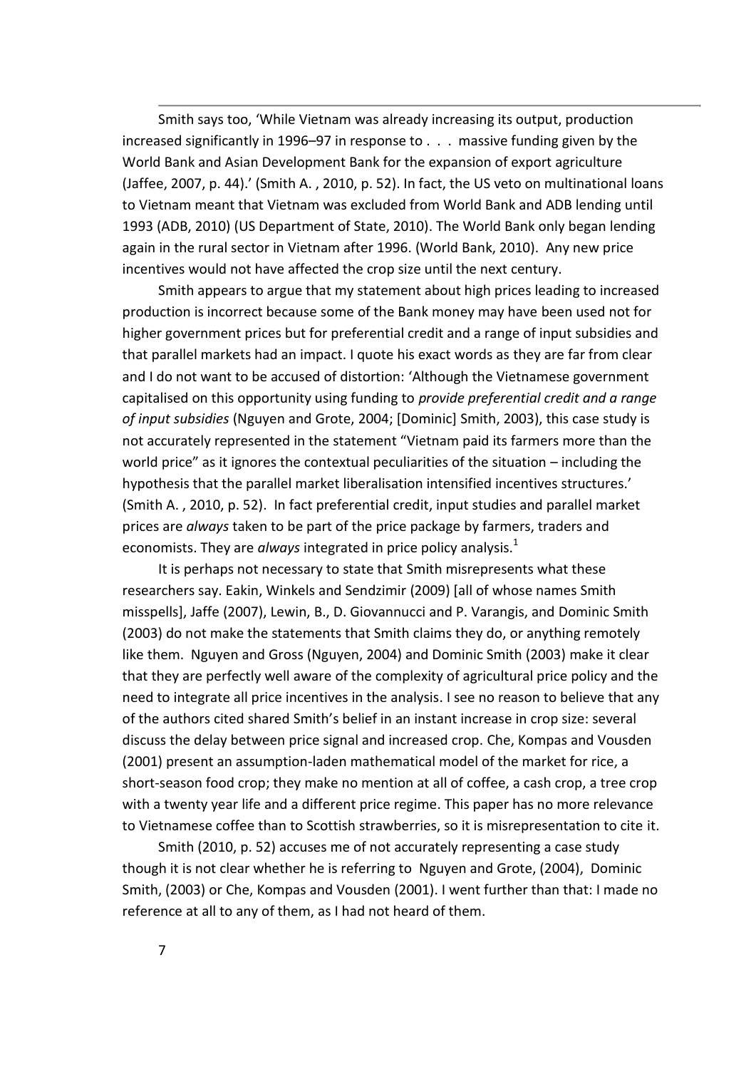Smith says too, 'While Vietnam was already increasing its output, production increased significantly in 1996–97 in response to . . . massive funding given by the World Bank and Asian Development Bank for the expansion of export agriculture (Jaffee, 2007, p. 44).' (Smith A. , 2010, p. 52). In fact, the US veto on multinational loans to Vietnam meant that Vietnam was excluded from World Bank and ADB lending until 1993 (ADB, 2010) (US Department of State, 2010). The World Bank only began lending again in the rural sector in Vietnam after 1996. (World Bank, 2010). Any new price incentives would not have affected the crop size until the next century.

Smith appears to argue that my statement about high prices leading to increased production is incorrect because some of the Bank money may have been used not for higher government prices but for preferential credit and a range of input subsidies and that parallel markets had an impact. I quote his exact words as they are far from clear and I do not want to be accused of distortion: 'Although the Vietnamese government capitalised on this opportunity using funding to *provide preferential credit and a range of input subsidies* (Nguyen and Grote, 2004; [Dominic] Smith, 2003), this case study is not accurately represented in the statement "Vietnam paid its farmers more than the world price" as it ignores the contextual peculiarities of the situation – including the hypothesis that the parallel market liberalisation intensified incentives structures.' (Smith A. , 2010, p. 52). In fact preferential credit, input studies and parallel market prices are *always* taken to be part of the price package by farmers, traders and economists. They are *always* integrated in price policy analysis.[1]

It is perhaps not necessary to state that Smith misrepresents what these researchers say. Eakin, Winkels and Sendzimir (2009) [all of whose names Smith misspells], Jaffe (2007), Lewin, B., D. Giovannucci and P. Varangis, and Dominic Smith (2003) do not make the statements that Smith claims they do, or anything remotely like them. Nguyen and Gross (Nguyen, 2004) and Dominic Smith (2003) make it clear that they are perfectly well aware of the complexity of agricultural price policy and the need to integrate all price incentives in the analysis. I see no reason to believe that any of the authors cited shared Smith's belief in an instant increase in crop size: several discuss the delay between price signal and increased crop. Che, Kompas and Vousden (2001) present an assumption-laden mathematical model of the market for rice, a short-season food crop; they make no mention at all of coffee, a cash crop, a tree crop with a twenty year life and a different price regime. This paper has no more relevance to Vietnamese coffee than to Scottish strawberries, so it is misrepresentation to cite it.

Smith (2010, p. 52) accuses me of not accurately representing a case study though it is not clear whether he is referring to Nguyen and Grote, (2004), Dominic Smith, (2003) or Che, Kompas and Vousden (2001). I went further than that: I made no reference at all to any of them, as I had not heard of them.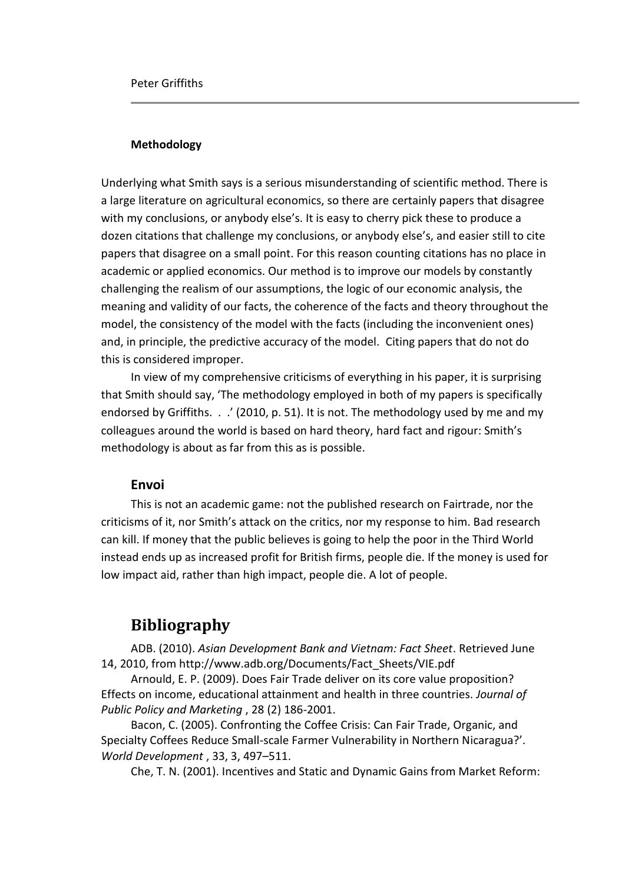### Methodology

Underlying what Smith says is a serious misunderstanding of scientific method. There is a large literature on agricultural economics, so there are certainly papers that disagree with my conclusions, or anybody else's. It is easy to cherry pick these to produce a dozen citations that challenge my conclusions, or anybody else's, and easier still to cite papers that disagree on a small point. For this reason counting citations has no place in academic or applied economics. Our method is to improve our models by constantly challenging the realism of our assumptions, the logic of our economic analysis, the meaning and validity of our facts, the coherence of the facts and theory throughout the model, the consistency of the model with the facts (including the inconvenient ones) and, in principle, the predictive accuracy of the model. Citing papers that do not do this is considered improper.

In view of my comprehensive criticisms of everything in his paper, it is surprising that Smith should say, 'The methodology employed in both of my papers is specifically endorsed by Griffiths. . .' (2010, p. 51). It is not. The methodology used by me and my colleagues around the world is based on hard theory, hard fact and rigour: Smith's methodology is about as far from this as is possible.

### Envoi

This is not an academic game: not the published research on Fairtrade, nor the criticisms of it, nor Smith's attack on the critics, nor my response to him. Bad research can kill. If money that the public believes is going to help the poor in the Third World instead ends up as increased profit for British firms, people die. If the money is used for low impact aid, rather than high impact, people die. A lot of people.

## Bibliography

ADB. (2010). *Asian Development Bank and Vietnam: Fact Sheet*. Retrieved June 14, 2010, from http://www.adb.org/Documents/Fact_Sheets/VIE.pdf

Arnould, E. P. (2009). Does Fair Trade deliver on its core value proposition? Effects on income, educational attainment and health in three countries. *Journal of Public Policy and Marketing* , 28 (2) 186-2001.

Bacon, C. (2005). Confronting the Coffee Crisis: Can Fair Trade, Organic, and Specialty Coffees Reduce Small-scale Farmer Vulnerability in Northern Nicaragua?'. *World Development* , 33, 3, 497–511.

Che, T. N. (2001). Incentives and Static and Dynamic Gains from Market Reform: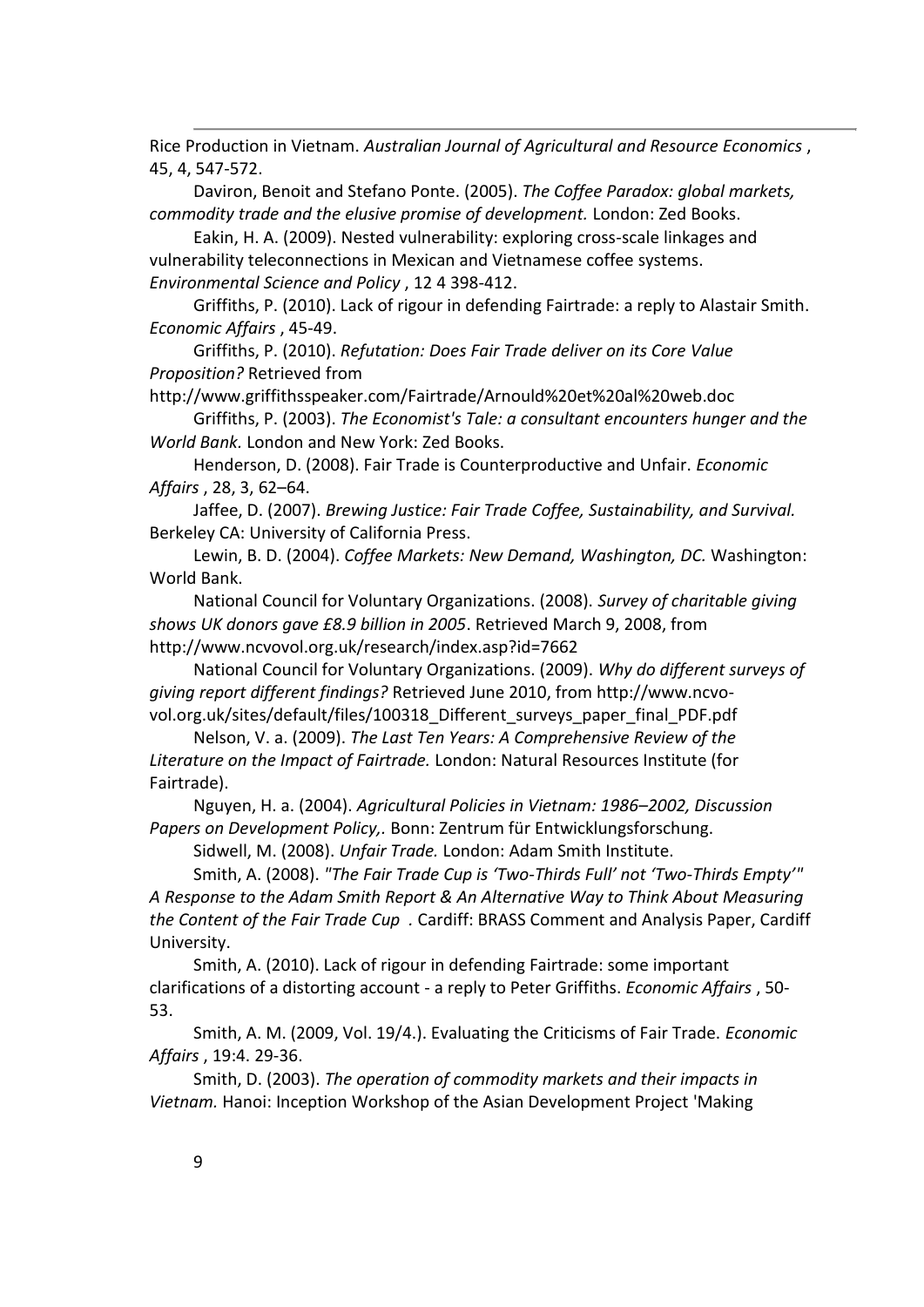Rice Production in Vietnam. *Australian Journal of Agricultural and Resource Economics* , 45, 4, 547-572.

Daviron, Benoit and Stefano Ponte. (2005). *The Coffee Paradox: global markets, commodity trade and the elusive promise of development.* London: Zed Books.

Eakin, H. A. (2009). Nested vulnerability: exploring cross-scale linkages and vulnerability teleconnections in Mexican and Vietnamese coffee systems. *Environmental Science and Policy* , 12 4 398-412.

Griffiths, P. (2010). Lack of rigour in defending Fairtrade: a reply to Alastair Smith. *Economic Affairs* , 45-49.

Griffiths, P. (2010). *Refutation: Does Fair Trade deliver on its Core Value Proposition?* Retrieved from http://www.griffithsspeaker.com/Fairtrade/Arnould%20et%20al%20web.doc

Griffiths, P. (2003). *The Economist's Tale: a consultant encounters hunger and the World Bank.* London and New York: Zed Books.

Henderson, D. (2008). Fair Trade is Counterproductive and Unfair. *Economic Affairs* , 28, 3, 62–64.

Jaffee, D. (2007). *Brewing Justice: Fair Trade Coffee, Sustainability, and Survival.* Berkeley CA: University of California Press.

Lewin, B. D. (2004). *Coffee Markets: New Demand, Washington, DC.* Washington: World Bank.

National Council for Voluntary Organizations. (2008). *Survey of charitable giving shows UK donors gave £8.9 billion in 2005*. Retrieved March 9, 2008, from http://www.ncvovol.org.uk/research/index.asp?id=7662

National Council for Voluntary Organizations. (2009). *Why do different surveys of giving report different findings?* Retrieved June 2010, from http://www.ncvo-vol.org.uk/sites/default/files/100318_Different_surveys_paper_final_PDF.pdf

Nelson, V. a. (2009). *The Last Ten Years: A Comprehensive Review of the Literature on the Impact of Fairtrade.* London: Natural Resources Institute (for Fairtrade).

Nguyen, H. a. (2004). *Agricultural Policies in Vietnam: 1986–2002, Discussion Papers on Development Policy,.* Bonn: Zentrum für Entwicklungsforschung.

Sidwell, M. (2008). *Unfair Trade.* London: Adam Smith Institute.

Smith, A. (2008). *"The Fair Trade Cup is 'Two-Thirds Full' not 'Two-Thirds Empty'" A Response to the Adam Smith Report & An Alternative Way to Think About Measuring the Content of the Fair Trade Cup* . Cardiff: BRASS Comment and Analysis Paper, Cardiff University.

Smith, A. (2010). Lack of rigour in defending Fairtrade: some important clarifications of a distorting account - a reply to Peter Griffiths. *Economic Affairs* , 50-53.

Smith, A. M. (2009, Vol. 19/4.). Evaluating the Criticisms of Fair Trade. *Economic Affairs* , 19:4. 29-36.

Smith, D. (2003). *The operation of commodity markets and their impacts in Vietnam.* Hanoi: Inception Workshop of the Asian Development Project 'Making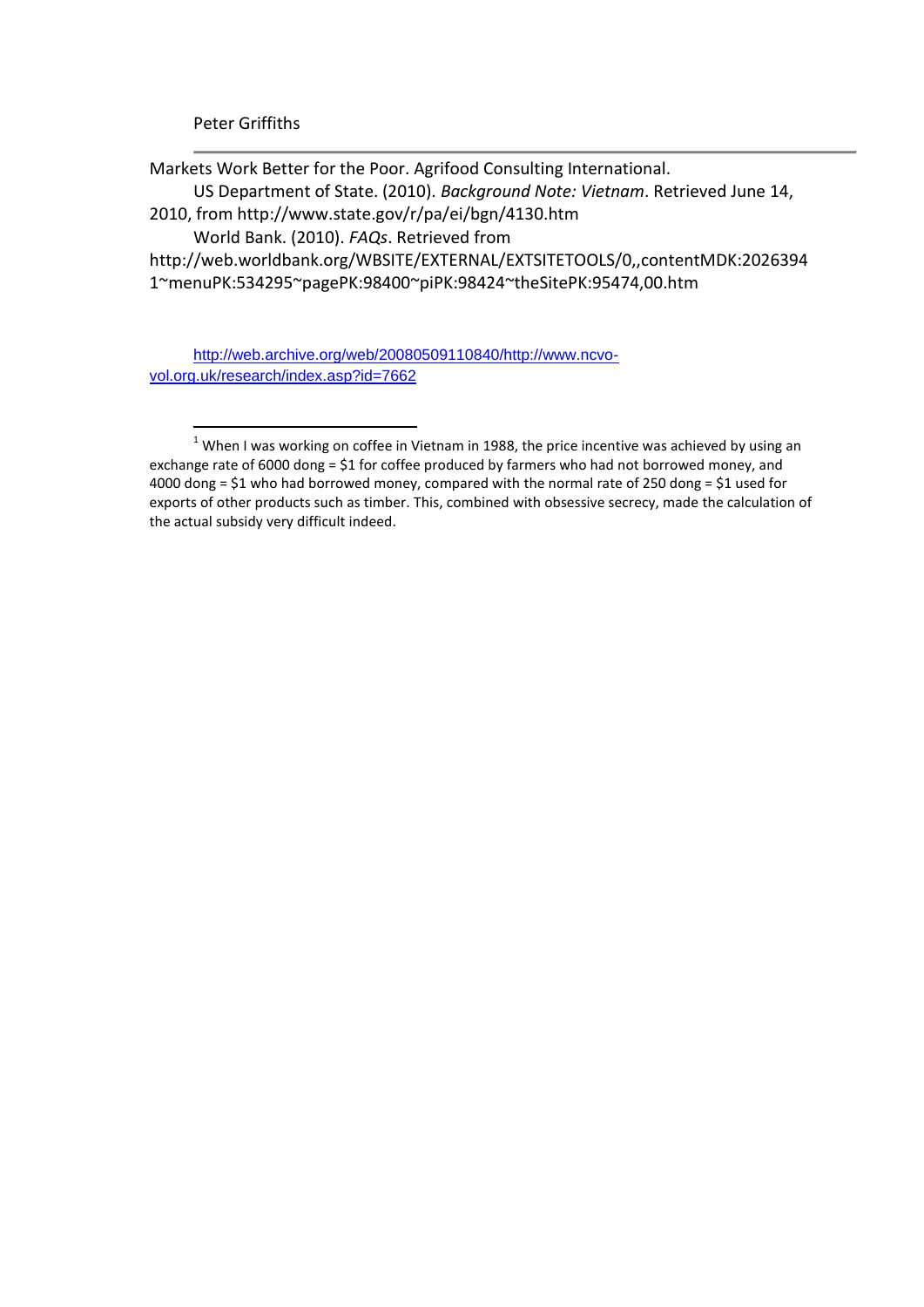Markets Work Better for the Poor. Agrifood Consulting International.

US Department of State. (2010). *Background Note: Vietnam*. Retrieved June 14, 2010, from http://www.state.gov/r/pa/ei/bgn/4130.htm

World Bank. (2010). *FAQs*. Retrieved from http://web.worldbank.org/WBSITE/EXTERNAL/EXTSITETOOLS/0,,contentMDK:20263941~menuPK:534295~pagePK:98400~piPK:98424~theSitePK:95474,00.htm

http://web.archive.org/web/20080509110840/http://www.ncvo-vol.org.uk/research/index.asp?id=7662

---

[1] When I was working on coffee in Vietnam in 1988, the price incentive was achieved by using an exchange rate of 6000 dong = $1 for coffee produced by farmers who had not borrowed money, and 4000 dong = $1 who had borrowed money, compared with the normal rate of 250 dong = $1 used for exports of other products such as timber. This, combined with obsessive secrecy, made the calculation of the actual subsidy very difficult indeed.